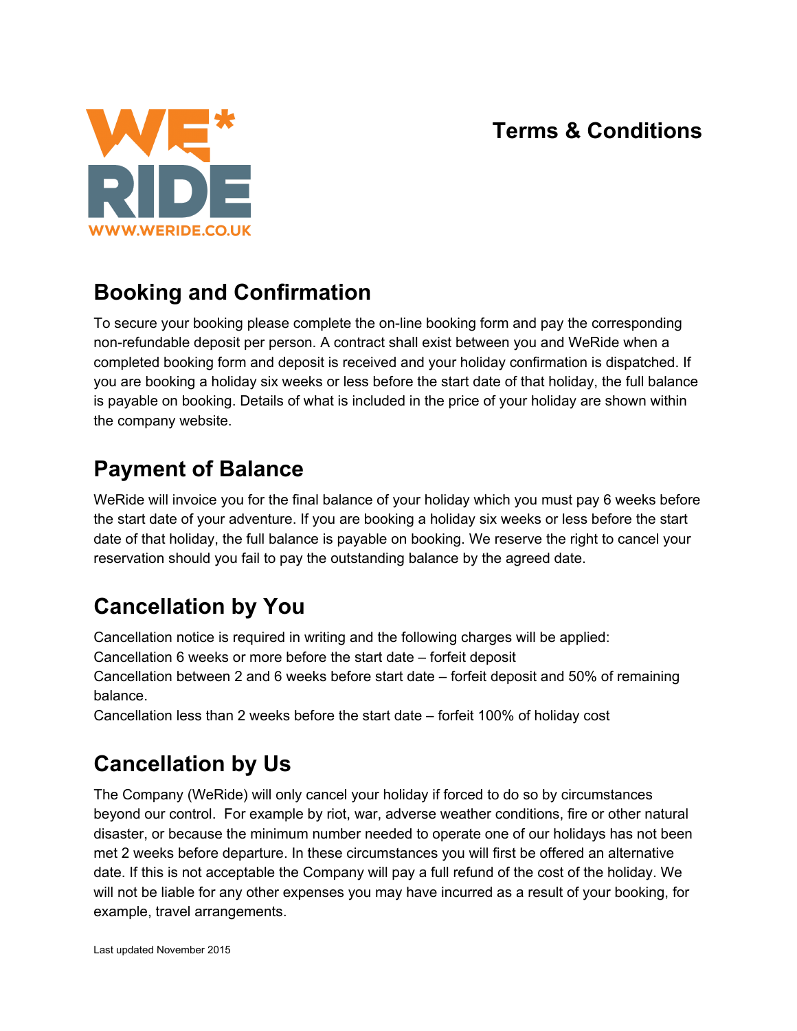WE* RIDE
WWW.WERIDE.CO.UK

# Terms & Conditions

## Booking and Confirmation

To secure your booking please complete the on-line booking form and pay the corresponding non-refundable deposit per person. A contract shall exist between you and WeRide when a completed booking form and deposit is received and your holiday confirmation is dispatched. If you are booking a holiday six weeks or less before the start date of that holiday, the full balance is payable on booking. Details of what is included in the price of your holiday are shown within the company website.

## Payment of Balance

WeRide will invoice you for the final balance of your holiday which you must pay 6 weeks before the start date of your adventure. If you are booking a holiday six weeks or less before the start date of that holiday, the full balance is payable on booking. We reserve the right to cancel your reservation should you fail to pay the outstanding balance by the agreed date.

## Cancellation by You

Cancellation notice is required in writing and the following charges will be applied:
Cancellation 6 weeks or more before the start date – forfeit deposit
Cancellation between 2 and 6 weeks before start date – forfeit deposit and 50% of remaining balance.
Cancellation less than 2 weeks before the start date – forfeit 100% of holiday cost

## Cancellation by Us

The Company (WeRide) will only cancel your holiday if forced to do so by circumstances beyond our control. For example by riot, war, adverse weather conditions, fire or other natural disaster, or because the minimum number needed to operate one of our holidays has not been met 2 weeks before departure. In these circumstances you will first be offered an alternative date. If this is not acceptable the Company will pay a full refund of the cost of the holiday. We will not be liable for any other expenses you may have incurred as a result of your booking, for example, travel arrangements.

Last updated November 2015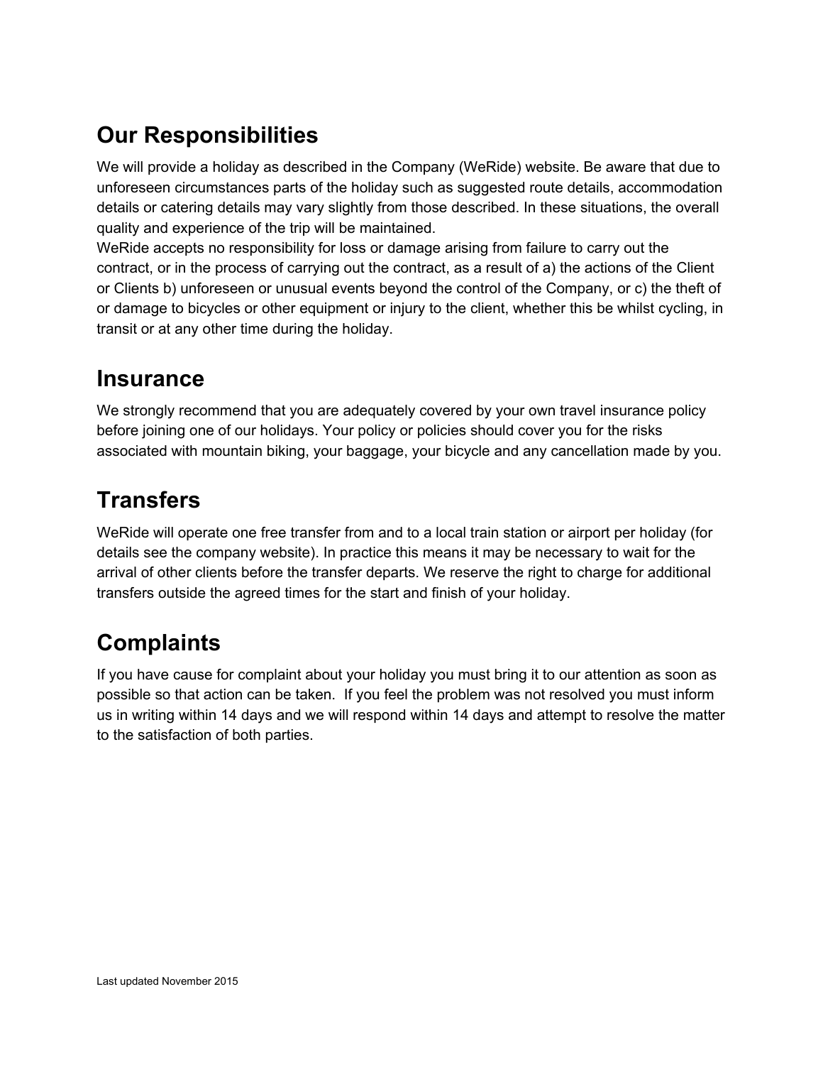## Our Responsibilities

We will provide a holiday as described in the Company (WeRide) website. Be aware that due to unforeseen circumstances parts of the holiday such as suggested route details, accommodation details or catering details may vary slightly from those described. In these situations, the overall quality and experience of the trip will be maintained.
WeRide accepts no responsibility for loss or damage arising from failure to carry out the contract, or in the process of carrying out the contract, as a result of a) the actions of the Client or Clients b) unforeseen or unusual events beyond the control of the Company, or c) the theft of or damage to bicycles or other equipment or injury to the client, whether this be whilst cycling, in transit or at any other time during the holiday.

## Insurance

We strongly recommend that you are adequately covered by your own travel insurance policy before joining one of our holidays. Your policy or policies should cover you for the risks associated with mountain biking, your baggage, your bicycle and any cancellation made by you.

## Transfers

WeRide will operate one free transfer from and to a local train station or airport per holiday (for details see the company website). In practice this means it may be necessary to wait for the arrival of other clients before the transfer departs. We reserve the right to charge for additional transfers outside the agreed times for the start and finish of your holiday.

## Complaints

If you have cause for complaint about your holiday you must bring it to our attention as soon as possible so that action can be taken. If you feel the problem was not resolved you must inform us in writing within 14 days and we will respond within 14 days and attempt to resolve the matter to the satisfaction of both parties.

Last updated November 2015